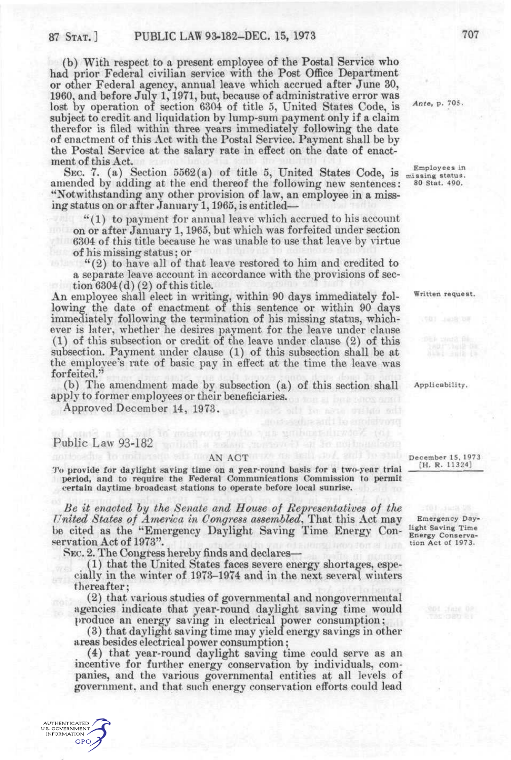(b) With respect to a present employee of the Postal Service who had prior Federal civilian service with the Post Office Department or other Federal agency, annual leave which accrued after June 30, 1960, and before July 1, 1971, but, because of administrative error was lost by operation of section 6304 of title 5, United States Code, is subject to credit and liquidation by lump-sum payment only if a claim therefor is filed within three years immediately following the date of enactment of this Act with the Postal Service. Payment shall be by the Postal Service at the salary rate in effect on the date of enactment of this Act.

Ante, p. 705.

SEC. 7. (a) Section 5562(a) of title 5, United States Code, is amended by adding at the end thereof the following new sentences: "Notwithstanding any other provision of law, an employee in a missing status on or after January 1, 1965, is entitled—

Employees in missing status. 80 Stat. 490.

"(1) to payment for annual leave which accrued to his account on or after January 1, 1965, but which was forfeited under section 6304 of this title because he was unable to use that leave by virtue of his missing status; or

"(2) to have all of that leave restored to him and credited to a separate leave account in accordance with the provisions of section 6304(d)(2) of this title.

An employee shall elect in writing, within 90 days immediately following the date of enactment of this sentence or within 90 days immediately following the termination of his missing status, whichever is later, whether he desires payment for the leave under clause (1) of this subsection or credit of the leave under clause (2) of this subsection. Payment under clause (1) of this subsection shall be at the employee's rate of basic pay in effect at the time the leave was forfeited."

Written request.

(b) The amendment made by subsection (a) of this section shall apply to former employees or their beneficiaries.

Applicability.

Approved December 14, 1973.

# Public Law 93-182

## AN ACT

December 15, 1973 [H. R. 11324]

To provide for daylight saving time on a year-round basis for a two-year trial period, and to require the Federal Communications Commission to permit certain daytime broadcast stations to operate before local sunrise.

*Be it enacted by the Senate and House of Representatives of the United States of America in Congress assembled*, That this Act may be cited as the "Emergency Daylight Saving Time Energy Conservation Act of 1973".

Emergency Daylight Saving Time Energy Conservation Act of 1973.

SEC. 2. The Congress hereby finds and declares—

(1) that the United States faces severe energy shortages, especially in the winter of 1973–1974 and in the next several winters thereafter;

(2) that various studies of governmental and nongovernmental agencies indicate that year-round daylight saving time would produce an energy saving in electrical power consumption;

(3) that daylight saving time may yield energy savings in other areas besides electrical power consumption;

(4) that year-round daylight saving time could serve as an incentive for further energy conservation by individuals, companies, and the various governmental entities at all levels of government, and that such energy conservation efforts could lead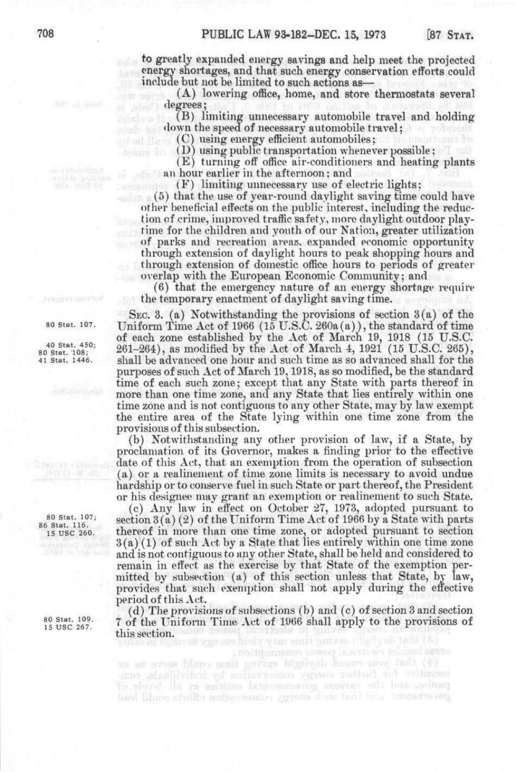to greatly expanded energy savings and help meet the projected energy shortages, and that such energy conservation efforts could include but not be limited to such actions as—

(A) lowering office, home, and store thermostats several degrees;

(B) limiting unnecessary automobile travel and holding down the speed of necessary automobile travel;

(C) using energy efficient automobiles;

(D) using public transportation whenever possible;

(E) turning off office air-conditioners and heating plants an hour earlier in the afternoon; and

(F) limiting unnecessary use of electric lights;

(5) that the use of year-round daylight saving time could have other beneficial effects on the public interest, including the reduction of crime, improved traffic safety, more daylight outdoor playtime for the children and youth of our Nation, greater utilization of parks and recreation areas, expanded economic opportunity through extension of daylight hours to peak shopping hours and through extension of domestic office hours to periods of greater overlap with the European Economic Community; and

(6) that the emergency nature of an energy shortage require the temporary enactment of daylight saving time.

80 Stat. 107.

40 Stat. 450; 80 Stat. 108; 41 Stat. 1446.

SEC. 3. (a) Notwithstanding the provisions of section 3(a) of the Uniform Time Act of 1966 (15 U.S.C. 260a(a)), the standard of time of each zone established by the Act of March 19, 1918 (15 U.S.C. 261–264), as modified by the Act of March 4, 1921 (15 U.S.C. 265), shall be advanced one hour and such time as so advanced shall for the purposes of such Act of March 19, 1918, as so modified, be the standard time of each such zone; except that any State with parts thereof in more than one time zone, and any State that lies entirely within one time zone and is not contiguous to any other State, may by law exempt the entire area of the State lying within one time zone from the provisions of this subsection.

(b) Notwithstanding any other provision of law, if a State, by proclamation of its Governor, makes a finding prior to the effective date of this Act, that an exemption from the operation of subsection (a) or a realinement of time zone limits is necessary to avoid undue hardship or to conserve fuel in such State or part thereof, the President or his designee may grant an exemption or realinement to such State.

80 Stat. 107; 86 Stat. 116. 15 USC 260.

(c) Any law in effect on October 27, 1973, adopted pursuant to section 3(a)(2) of the Uniform Time Act of 1966 by a State with parts thereof in more than one time zone, or adopted pursuant to section 3(a)(1) of such Act by a State that lies entirely within one time zone and is not contiguous to any other State, shall be held and considered to remain in effect as the exercise by that State of the exemption permitted by subsection (a) of this section unless that State, by law, provides that such exemption shall not apply during the effective period of this Act.

80 Stat. 109. 15 USC 267.

(d) The provisions of subsections (b) and (c) of section 3 and section 7 of the Uniform Time Act of 1966 shall apply to the provisions of this section.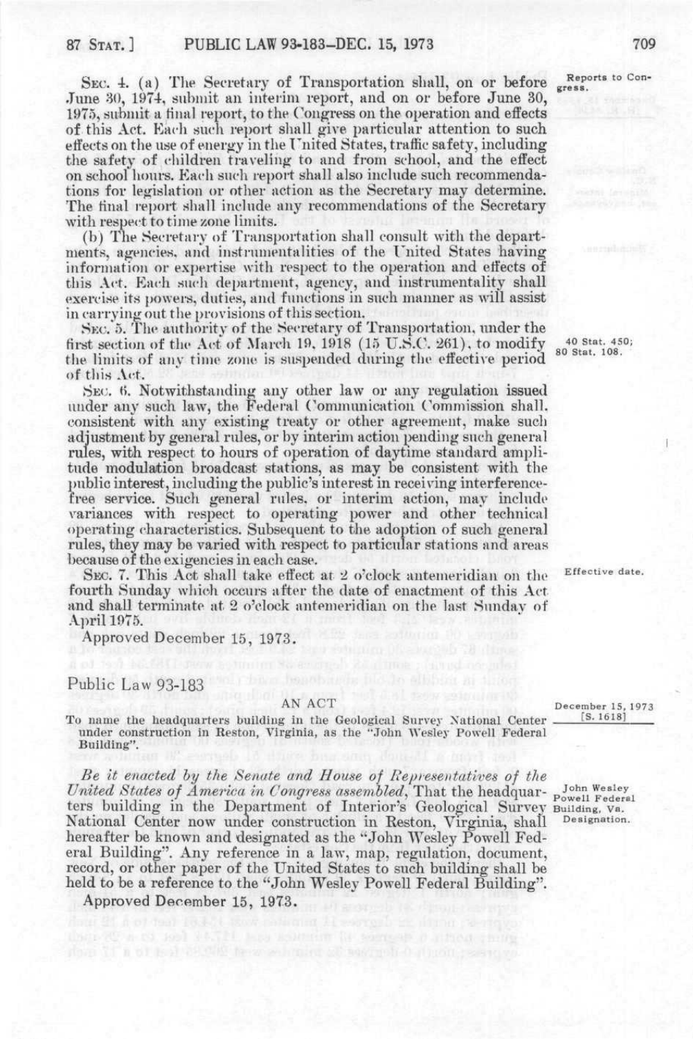SEC. 4. (a) The Secretary of Transportation shall, on or before June 30, 1974, submit an interim report, and on or before June 30, 1975, submit a final report, to the Congress on the operation and effects of this Act. Each such report shall give particular attention to such effects on the use of energy in the United States, traffic safety, including the safety of children traveling to and from school, and the effect on school hours. Each such report shall also include such recommendations for legislation or other action as the Secretary may determine. The final report shall include any recommendations of the Secretary with respect to time zone limits.

Reports to Congress.

(b) The Secretary of Transportation shall consult with the departments, agencies, and instrumentalities of the United States having information or expertise with respect to the operation and effects of this Act. Each such department, agency, and instrumentality shall exercise its powers, duties, and functions in such manner as will assist in carrying out the provisions of this section.

SEC. 5. The authority of the Secretary of Transportation, under the first section of the Act of March 19, 1918 (15 U.S.C. 261), to modify the limits of any time zone is suspended during the effective period of this Act.

40 Stat. 450; 80 Stat. 108.

SEC. 6. Notwithstanding any other law or any regulation issued under any such law, the Federal Communication Commission shall, consistent with any existing treaty or other agreement, make such adjustment by general rules, or by interim action pending such general rules, with respect to hours of operation of daytime standard amplitude modulation broadcast stations, as may be consistent with the public interest, including the public's interest in receiving interference-free service. Such general rules, or interim action, may include variances with respect to operating power and other technical operating characteristics. Subsequent to the adoption of such general rules, they may be varied with respect to particular stations and areas because of the exigencies in each case.

SEC. 7. This Act shall take effect at 2 o'clock antemeridian on the fourth Sunday which occurs after the date of enactment of this Act and shall terminate at 2 o'clock antemeridian on the last Sunday of April 1975.

Effective date.

Approved December 15, 1973.

## Public Law 93-183

December 15, 1973
[S. 1618]

### AN ACT

To name the headquarters building in the Geological Survey National Center under construction in Reston, Virginia, as the "John Wesley Powell Federal Building".

*Be it enacted by the Senate and House of Representatives of the United States of America in Congress assembled*, That the headquarters building in the Department of Interior's Geological Survey National Center now under construction in Reston, Virginia, shall hereafter be known and designated as the "John Wesley Powell Federal Building". Any reference in a law, map, regulation, document, record, or other paper of the United States to such building shall be held to be a reference to the "John Wesley Powell Federal Building".

John Wesley Powell Federal Building, Va. Designation.

Approved December 15, 1973.